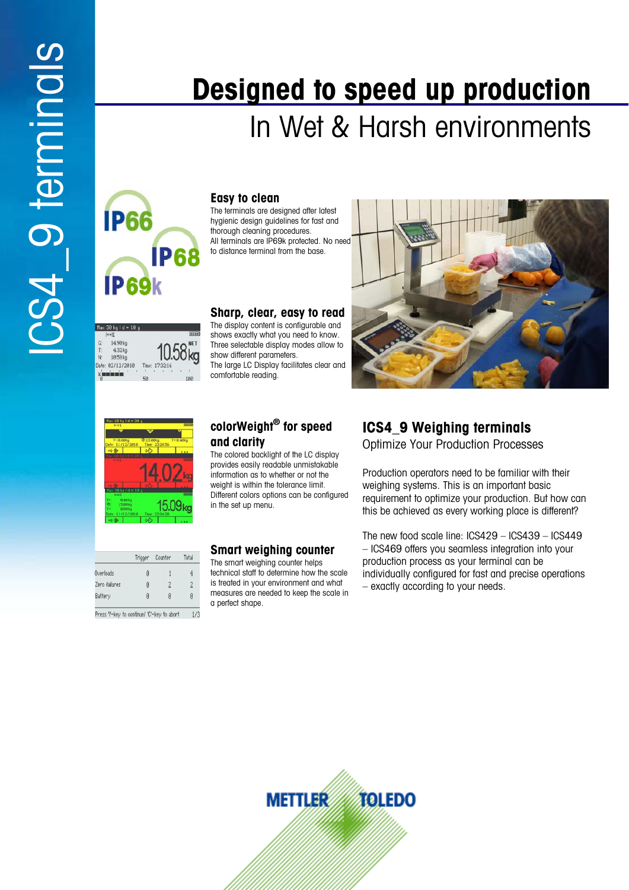# Designed to speed up production

## In Wet & Harsh environments

### Easy to clean

The terminals are designed after latest hygienic design guidelines for fast and thorough cleaning procedures.
All terminals are IP69k protected. No need to distance terminal from the base.

### Sharp, clear, easy to read

The display content is configurable and shows exactly what you need to know. Three selectable display modes allow to show different parameters.
The large LC Display facilitates clear and comfortable reading.

### colorWeight® for speed and clarity

The colored backlight of the LC display provides easily readable unmistakable information as to whether or not the weight is within the tolerance limit. Different colors options can be configured in the set up menu.

### Smart weighing counter

The smart weighing counter helps technical staff to determine how the scale is treated in your environment and what measures are needed to keep the scale in a perfect shape.

## ICS4_9 Weighing terminals

Optimize Your Production Processes

Production operators need to be familiar with their weighing systems. This is an important basic requirement to optimize your production. But how can this be achieved as every working place is different?

The new food scale line: ICS429 – ICS439 – ICS449 – ICS469 offers you seamless integration into your production process as your terminal can be individually configured for fast and precise operations – exactly according to your needs.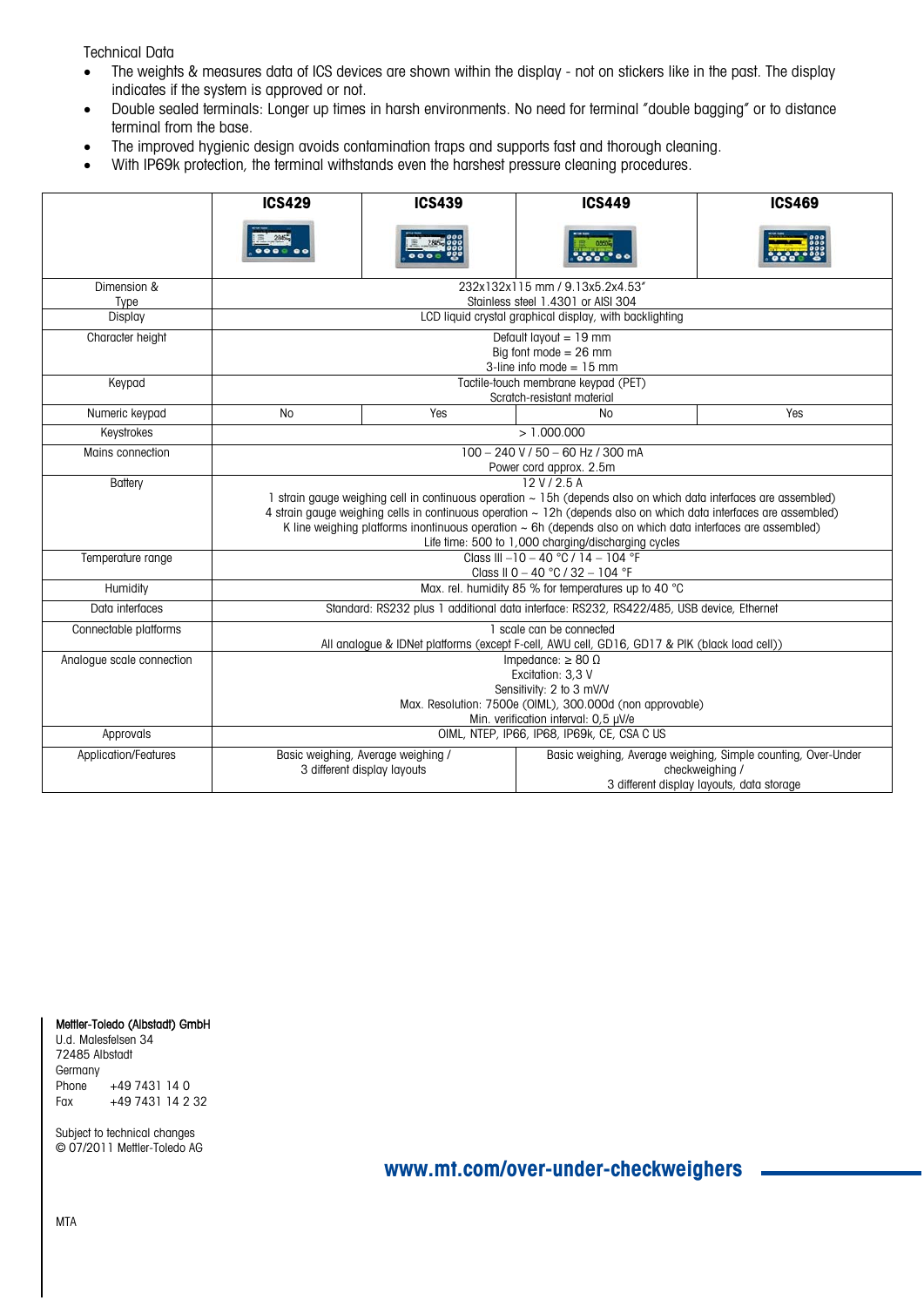Technical Data

- The weights & measures data of ICS devices are shown within the display - not on stickers like in the past. The display indicates if the system is approved or not.
- Double sealed terminals: Longer up times in harsh environments. No need for terminal "double bagging" or to distance terminal from the base.
- The improved hygienic design avoids contamination traps and supports fast and thorough cleaning.
- With IP69k protection, the terminal withstands even the harshest pressure cleaning procedures.

| | ICS429 | ICS439 | ICS449 | ICS469 |
|---|---|---|---|---|
| Dimension & Type | 232x132x115 mm / 9.13x5.2x4.53"<br>Stainless steel 1.4301 or AISI 304 | | | |
| Display | LCD liquid crystal graphical display, with backlighting | | | |
| Character height | Default layout = 19 mm<br>Big font mode = 26 mm<br>3-line info mode = 15 mm | | | |
| Keypad | Tactile-touch membrane keypad (PET)<br>Scratch-resistant material | | | |
| Numeric keypad | No | Yes | No | Yes |
| Keystrokes | > 1.000.000 | | | |
| Mains connection | 100 – 240 V / 50 – 60 Hz / 300 mA<br>Power cord approx. 2.5m | | | |
| Battery | 12 V / 2.5 A<br>1 strain gauge weighing cell in continuous operation ~ 15h (depends also on which data interfaces are assembled)<br>4 strain gauge weighing cells in continuous operation ~ 12h (depends also on which data interfaces are assembled)<br>K line weighing platforms inontinuous operation ~ 6h (depends also on which data interfaces are assembled)<br>Life time: 500 to 1,000 charging/discharging cycles | | | |
| Temperature range | Class III –10 – 40 °C / 14 – 104 °F<br>Class II 0 – 40 °C / 32 – 104 °F | | | |
| Humidity | Max. rel. humidity 85 % for temperatures up to 40 °C | | | |
| Data interfaces | Standard: RS232 plus 1 additional data interface: RS232, RS422/485, USB device, Ethernet | | | |
| Connectable platforms | 1 scale can be connected<br>All analogue & IDNet platforms (except F-cell, AWU cell, GD16, GD17 & PIK (black load cell)) | | | |
| Analogue scale connection | Impedance: ≥ 80 Ω<br>Excitation: 3,3 V<br>Sensitivity: 2 to 3 mV/V<br>Max. Resolution: 7500e (OIML), 300.000d (non approvable)<br>Min. verification interval: 0,5 µV/e | | | |
| Approvals | OIML, NTEP, IP66, IP68, IP69k, CE, CSA C US | | | |
| Application/Features | Basic weighing, Average weighing /<br>3 different display layouts | | Basic weighing, Average weighing, Simple counting, Over-Under checkweighing /<br>3 different display layouts, data storage | |

**Mettler-Toledo (Albstadt) GmbH**
U.d. Malesfelsen 34
72485 Albstadt
Germany
Phone +49 7431 14 0
Fax +49 7431 14 2 32

Subject to technical changes
© 07/2011 Mettler-Toledo AG

**www.mt.com/over-under-checkweighers**

MTA